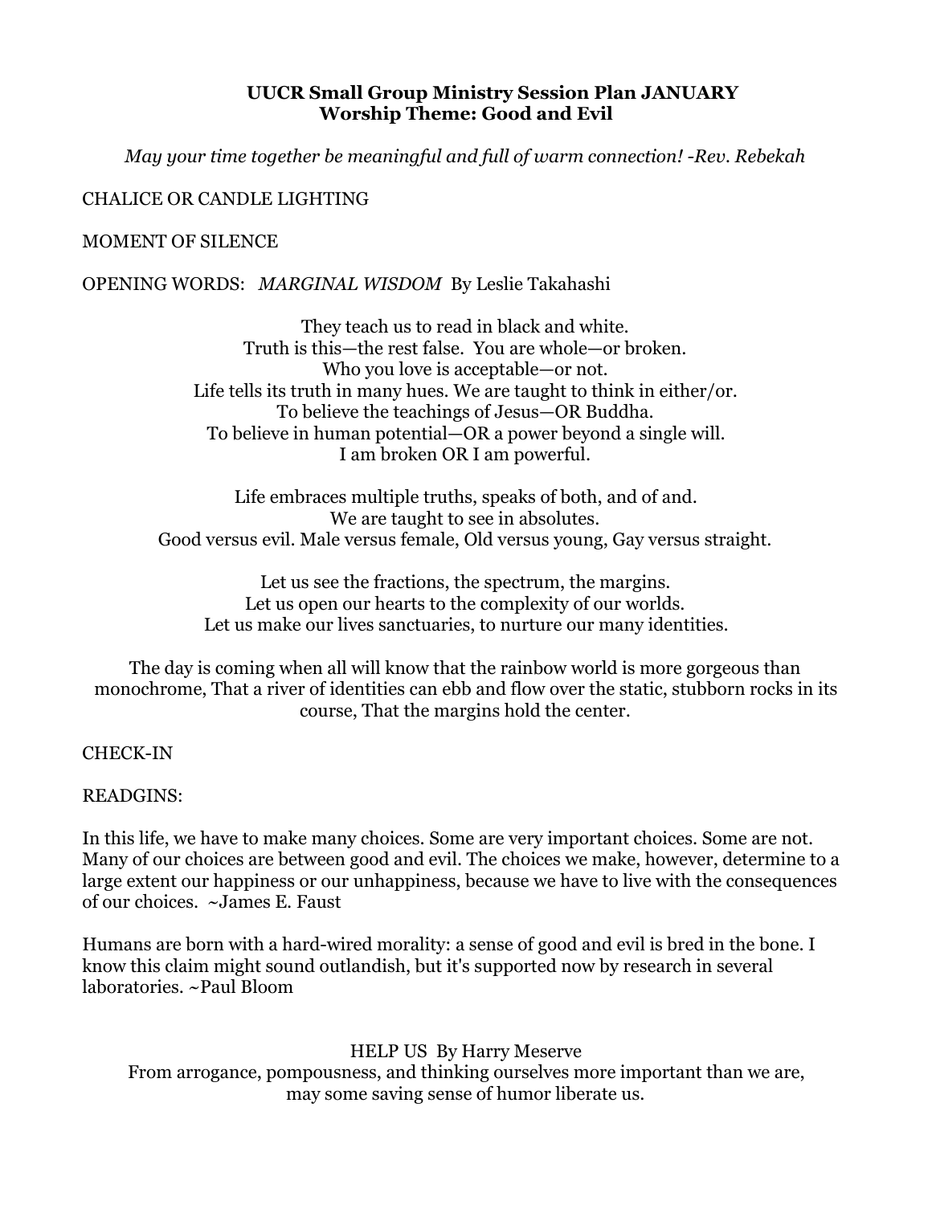**UUCR Small Group Ministry Session Plan JANUARY**
**Worship Theme: Good and Evil**

*May your time together be meaningful and full of warm connection! -Rev. Rebekah*

CHALICE OR CANDLE LIGHTING

MOMENT OF SILENCE

OPENING WORDS: *MARGINAL WISDOM* By Leslie Takahashi

They teach us to read in black and white.
Truth is this—the rest false. You are whole—or broken.
Who you love is acceptable—or not.
Life tells its truth in many hues. We are taught to think in either/or.
To believe the teachings of Jesus—OR Buddha.
To believe in human potential—OR a power beyond a single will.
I am broken OR I am powerful.

Life embraces multiple truths, speaks of both, and of and.
We are taught to see in absolutes.
Good versus evil. Male versus female, Old versus young, Gay versus straight.

Let us see the fractions, the spectrum, the margins.
Let us open our hearts to the complexity of our worlds.
Let us make our lives sanctuaries, to nurture our many identities.

The day is coming when all will know that the rainbow world is more gorgeous than monochrome, That a river of identities can ebb and flow over the static, stubborn rocks in its course, That the margins hold the center.

CHECK-IN

READGINS:

In this life, we have to make many choices. Some are very important choices. Some are not. Many of our choices are between good and evil. The choices we make, however, determine to a large extent our happiness or our unhappiness, because we have to live with the consequences of our choices. ~James E. Faust

Humans are born with a hard-wired morality: a sense of good and evil is bred in the bone. I know this claim might sound outlandish, but it's supported now by research in several laboratories. ~Paul Bloom

HELP US By Harry Meserve

From arrogance, pompousness, and thinking ourselves more important than we are,
may some saving sense of humor liberate us.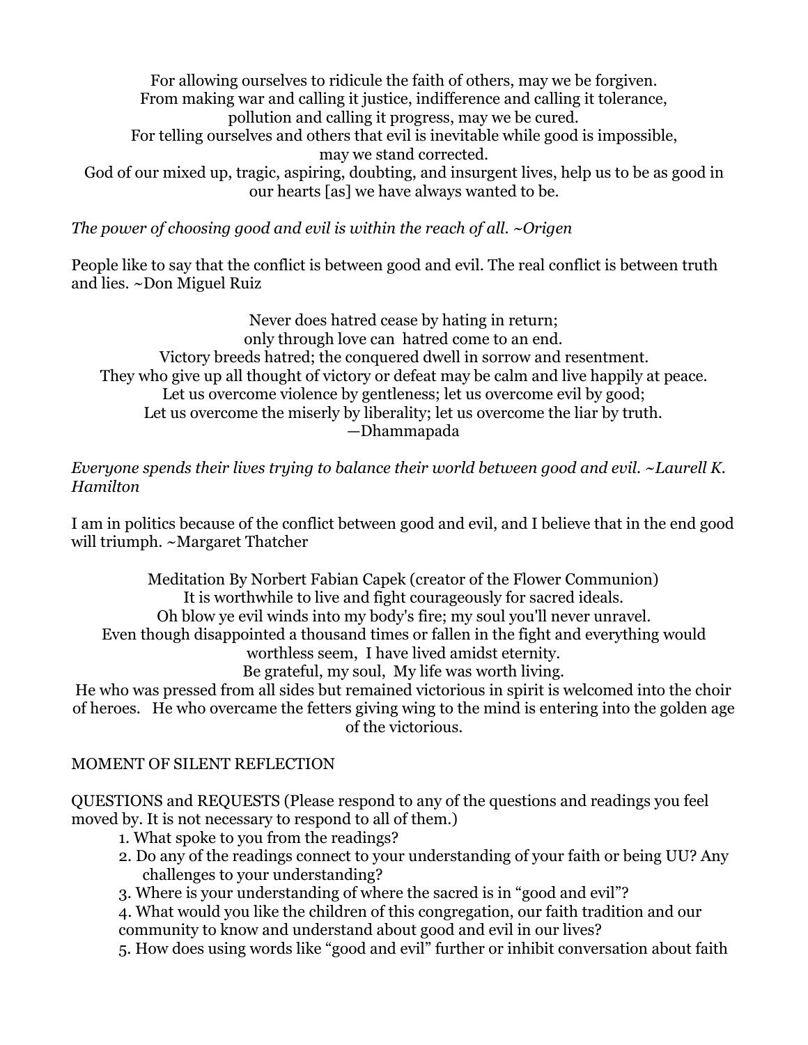For allowing ourselves to ridicule the faith of others, may we be forgiven.
From making war and calling it justice, indifference and calling it tolerance,
pollution and calling it progress, may we be cured.
For telling ourselves and others that evil is inevitable while good is impossible,
may we stand corrected.
God of our mixed up, tragic, aspiring, doubting, and insurgent lives, help us to be as good in our hearts [as] we have always wanted to be.

*The power of choosing good and evil is within the reach of all. ~Origen*

People like to say that the conflict is between good and evil. The real conflict is between truth and lies. ~Don Miguel Ruiz

Never does hatred cease by hating in return;
only through love can hatred come to an end.
Victory breeds hatred; the conquered dwell in sorrow and resentment.
They who give up all thought of victory or defeat may be calm and live happily at peace.
Let us overcome violence by gentleness; let us overcome evil by good;
Let us overcome the miserly by liberality; let us overcome the liar by truth.
—Dhammapada

*Everyone spends their lives trying to balance their world between good and evil. ~Laurell K. Hamilton*

I am in politics because of the conflict between good and evil, and I believe that in the end good will triumph. ~Margaret Thatcher

Meditation By Norbert Fabian Capek (creator of the Flower Communion)
It is worthwhile to live and fight courageously for sacred ideals.
Oh blow ye evil winds into my body's fire; my soul you'll never unravel.
Even though disappointed a thousand times or fallen in the fight and everything would worthless seem, I have lived amidst eternity.
Be grateful, my soul, My life was worth living.
He who was pressed from all sides but remained victorious in spirit is welcomed into the choir of heroes. He who overcame the fetters giving wing to the mind is entering into the golden age of the victorious.

MOMENT OF SILENT REFLECTION

QUESTIONS and REQUESTS (Please respond to any of the questions and readings you feel moved by. It is not necessary to respond to all of them.)

1. What spoke to you from the readings?
2. Do any of the readings connect to your understanding of your faith or being UU? Any challenges to your understanding?
3. Where is your understanding of where the sacred is in "good and evil"?
4. What would you like the children of this congregation, our faith tradition and our community to know and understand about good and evil in our lives?
5. How does using words like "good and evil" further or inhibit conversation about faith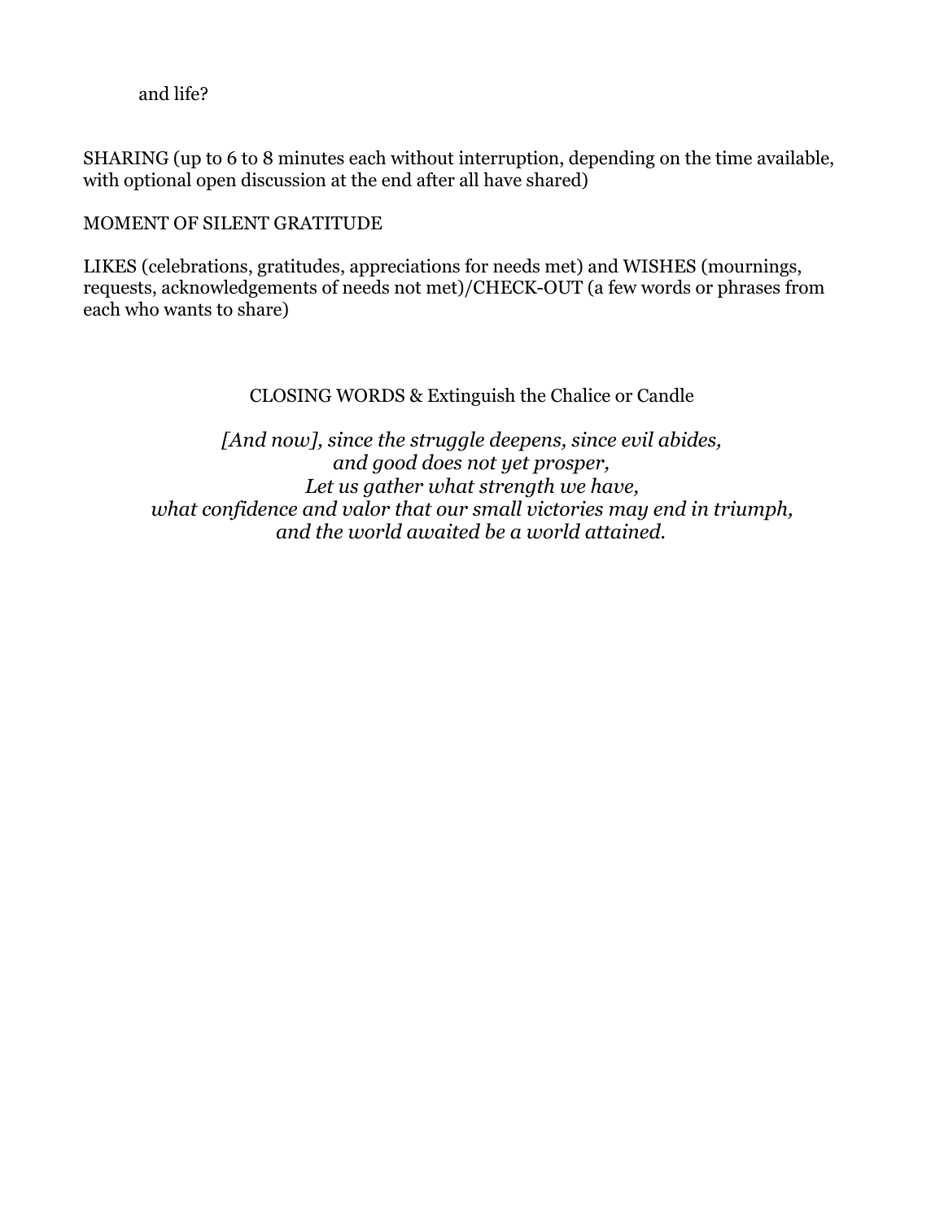and life?

SHARING (up to 6 to 8 minutes each without interruption, depending on the time available, with optional open discussion at the end after all have shared)

MOMENT OF SILENT GRATITUDE

LIKES (celebrations, gratitudes, appreciations for needs met) and WISHES (mournings, requests, acknowledgements of needs not met)/CHECK-OUT (a few words or phrases from each who wants to share)

CLOSING WORDS & Extinguish the Chalice or Candle

*[And now], since the struggle deepens, since evil abides,*
*and good does not yet prosper,*
*Let us gather what strength we have,*
*what confidence and valor that our small victories may end in triumph,*
*and the world awaited be a world attained.*